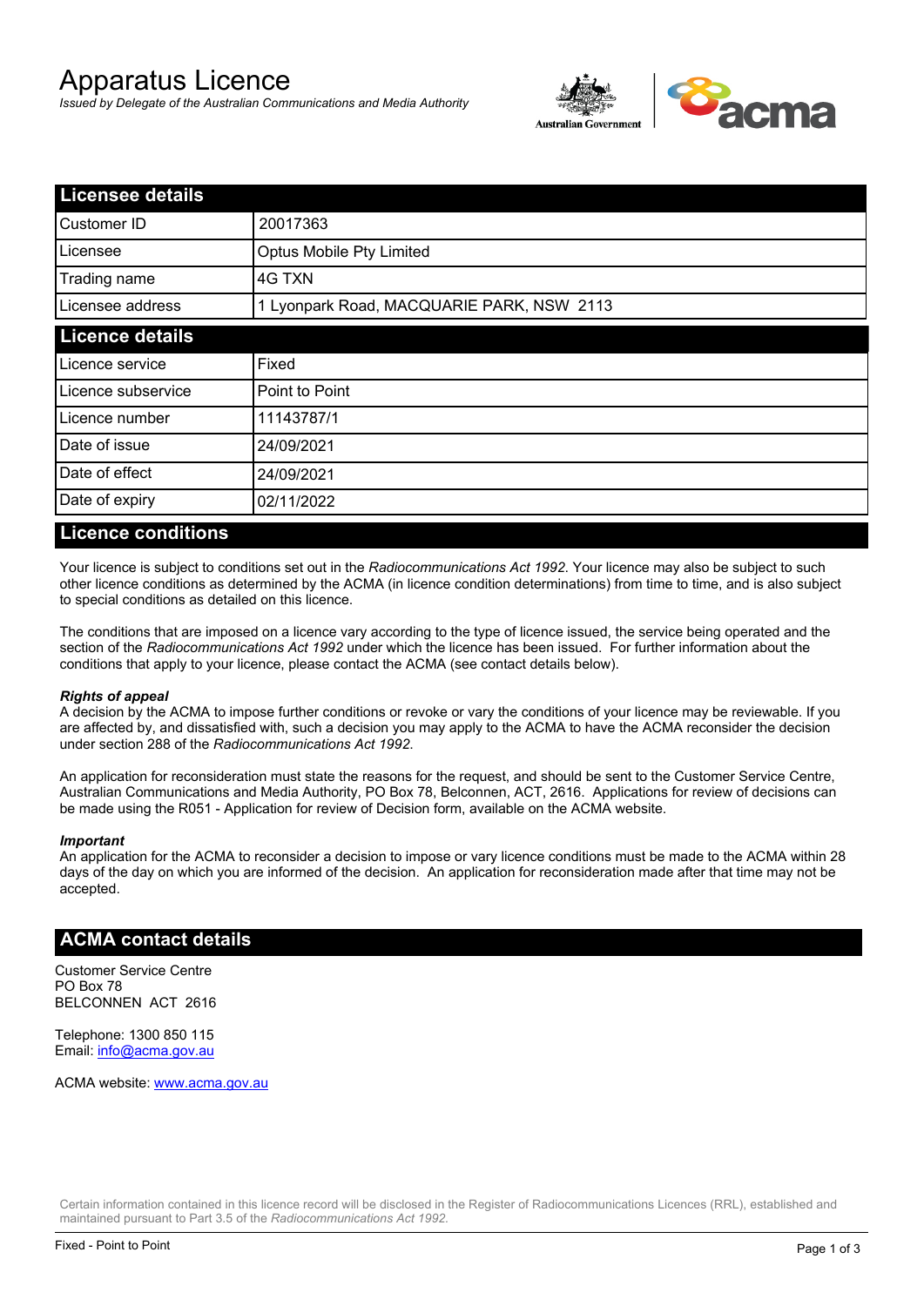# Apparatus Licence

*Issued by Delegate of the Australian Communications and Media Authority*

## Licensee details

| Licensee details | |
|---|---|
| Customer ID | 20017363 |
| Licensee | Optus Mobile Pty Limited |
| Trading name | 4G TXN |
| Licensee address | 1 Lyonpark Road, MACQUARIE PARK, NSW 2113 |

## Licence details

| Licence details | |
|---|---|
| Licence service | Fixed |
| Licence subservice | Point to Point |
| Licence number | 11143787/1 |
| Date of issue | 24/09/2021 |
| Date of effect | 24/09/2021 |
| Date of expiry | 02/11/2022 |

## Licence conditions

Your licence is subject to conditions set out in the *Radiocommunications Act 1992*. Your licence may also be subject to such other licence conditions as determined by the ACMA (in licence condition determinations) from time to time, and is also subject to special conditions as detailed on this licence.

The conditions that are imposed on a licence vary according to the type of licence issued, the service being operated and the section of the *Radiocommunications Act 1992* under which the licence has been issued. For further information about the conditions that apply to your licence, please contact the ACMA (see contact details below).

***Rights of appeal***

A decision by the ACMA to impose further conditions or revoke or vary the conditions of your licence may be reviewable. If you are affected by, and dissatisfied with, such a decision you may apply to the ACMA to have the ACMA reconsider the decision under section 288 of the *Radiocommunications Act 1992*.

An application for reconsideration must state the reasons for the request, and should be sent to the Customer Service Centre, Australian Communications and Media Authority, PO Box 78, Belconnen, ACT, 2616. Applications for review of decisions can be made using the R051 - Application for review of Decision form, available on the ACMA website.

***Important***

An application for the ACMA to reconsider a decision to impose or vary licence conditions must be made to the ACMA within 28 days of the day on which you are informed of the decision. An application for reconsideration made after that time may not be accepted.

## ACMA contact details

Customer Service Centre
PO Box 78
BELCONNEN ACT 2616

Telephone: 1300 850 115
Email: info@acma.gov.au

ACMA website: www.acma.gov.au

Certain information contained in this licence record will be disclosed in the Register of Radiocommunications Licences (RRL), established and maintained pursuant to Part 3.5 of the *Radiocommunications Act 1992.*

Fixed - Point to Point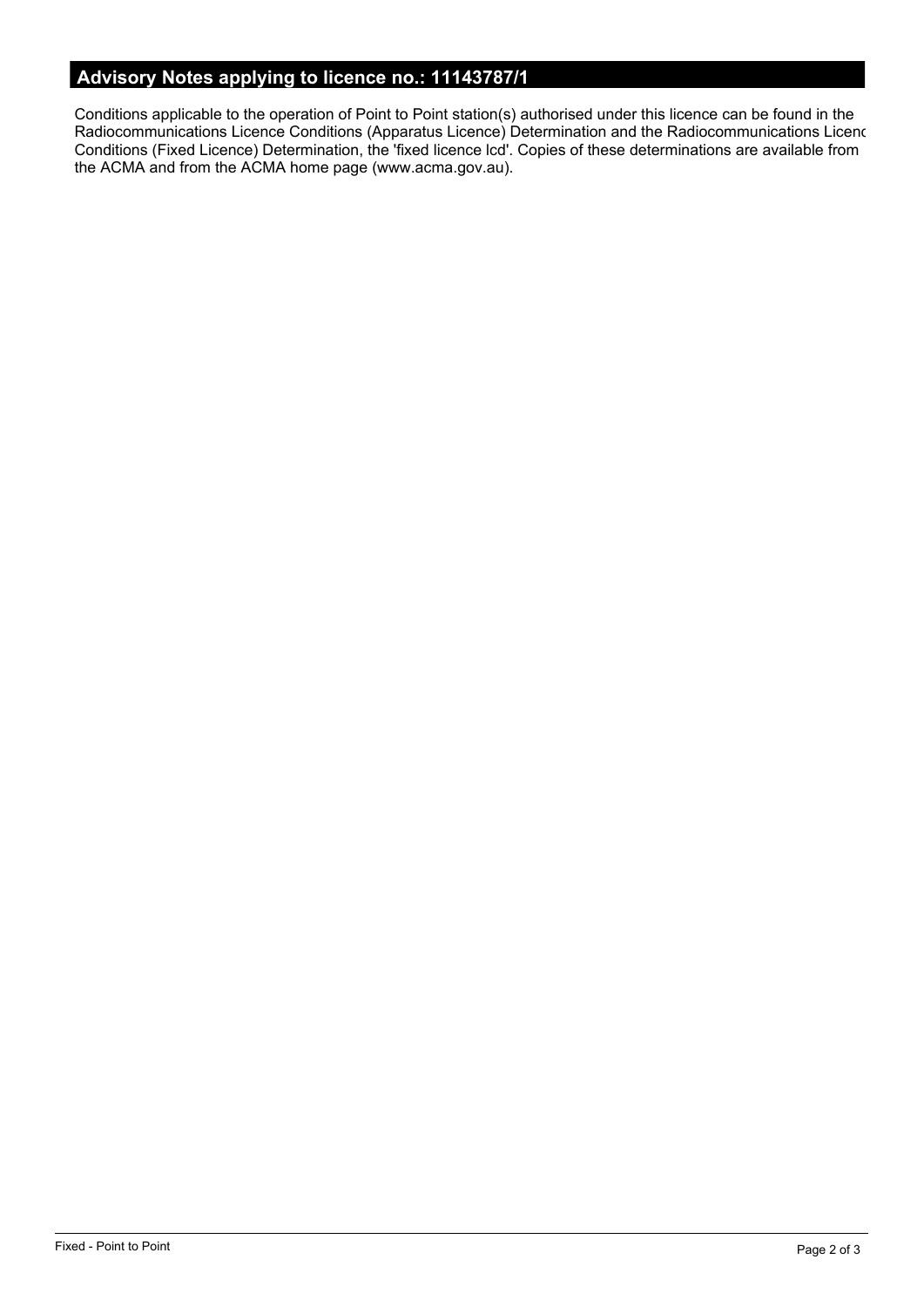## Advisory Notes applying to licence no.: 11143787/1

Conditions applicable to the operation of Point to Point station(s) authorised under this licence can be found in the Radiocommunications Licence Conditions (Apparatus Licence) Determination and the Radiocommunications Licenc Conditions (Fixed Licence) Determination, the 'fixed licence lcd'. Copies of these determinations are available from the ACMA and from the ACMA home page (www.acma.gov.au).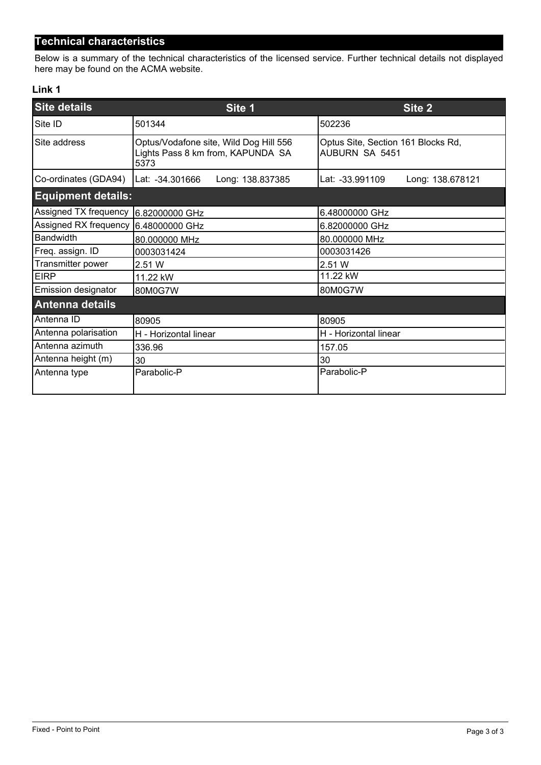## Technical characteristics

Below is a summary of the technical characteristics of the licensed service. Further technical details not displayed here may be found on the ACMA website.

**Link 1**

| Site details | Site 1 | Site 2 |
|---|---|---|
| Site ID | 501344 | 502236 |
| Site address | Optus/Vodafone site, Wild Dog Hill 556 Lights Pass 8 km from, KAPUNDA SA 5373 | Optus Site, Section 161 Blocks Rd, AUBURN SA 5451 |
| Co-ordinates (GDA94) | Lat: -34.301666 Long: 138.837385 | Lat: -33.991109 Long: 138.678121 |
| **Equipment details:** | | |
| Assigned TX frequency | 6.82000000 GHz | 6.48000000 GHz |
| Assigned RX frequency | 6.48000000 GHz | 6.82000000 GHz |
| Bandwidth | 80.000000 MHz | 80.000000 MHz |
| Freq. assign. ID | 0003031424 | 0003031426 |
| Transmitter power | 2.51 W | 2.51 W |
| EIRP | 11.22 kW | 11.22 kW |
| Emission designator | 80M0G7W | 80M0G7W |
| **Antenna details** | | |
| Antenna ID | 80905 | 80905 |
| Antenna polarisation | H - Horizontal linear | H - Horizontal linear |
| Antenna azimuth | 336.96 | 157.05 |
| Antenna height (m) | 30 | 30 |
| Antenna type | Parabolic-P | Parabolic-P |

Fixed - Point to Point